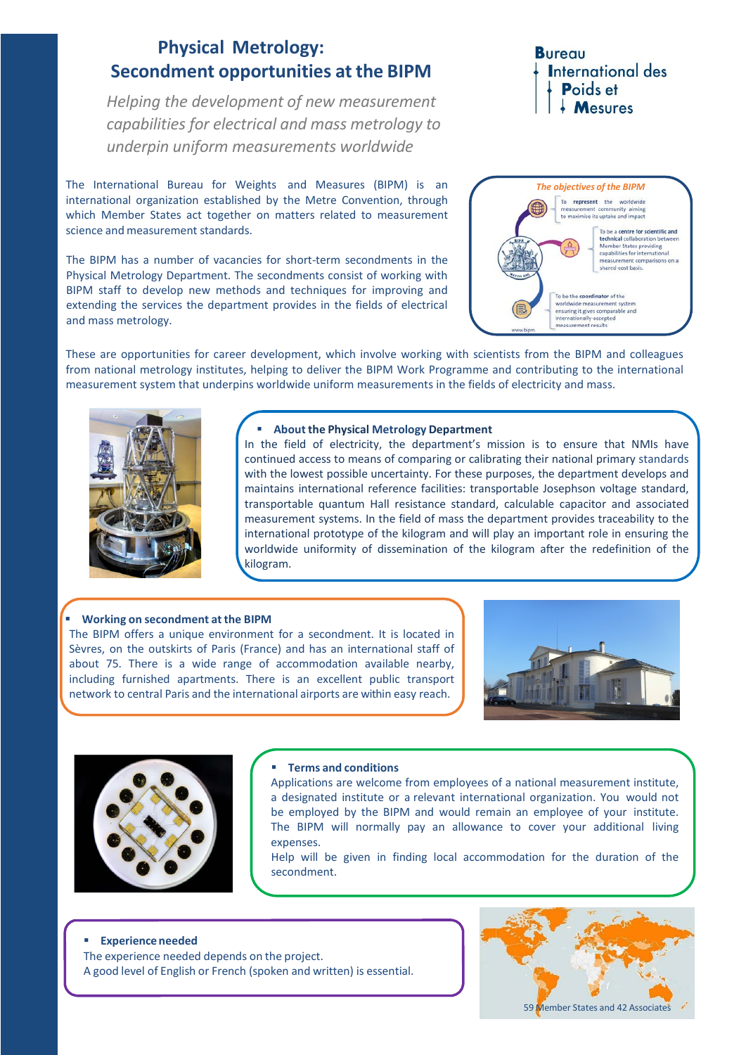# Physical Metrology: Secondment opportunities at the BIPM

*Helping the development of new measurement capabilities for electrical and mass metrology to underpin uniform measurements worldwide*

**Bureau International des Poids et Mesures**

The International Bureau for Weights and Measures (BIPM) is an international organization established by the Metre Convention, through which Member States act together on matters related to measurement science and measurement standards.

The BIPM has a number of vacancies for short-term secondments in the Physical Metrology Department. The secondments consist of working with BIPM staff to develop new methods and techniques for improving and extending the services the department provides in the fields of electrical and mass metrology.

*The objectives of the BIPM*

- To **represent** the worldwide measurement community aiming to maximise its uptake and impact
- To be a **centre for scientific and technical** collaboration between Member States providing capabilities for international measurement comparisons on a shared-cost basis.
- To be the **coordinator** of the worldwide measurement system ensuring it gives comparable and internationally-accepted measurement results

www.bipm

These are opportunities for career development, which involve working with scientists from the BIPM and colleagues from national metrology institutes, helping to deliver the BIPM Work Programme and contributing to the international measurement system that underpins worldwide uniform measurements in the fields of electricity and mass.

- **About the Physical Metrology Department**

In the field of electricity, the department's mission is to ensure that NMIs have continued access to means of comparing or calibrating their national primary standards with the lowest possible uncertainty. For these purposes, the department develops and maintains international reference facilities: transportable Josephson voltage standard, transportable quantum Hall resistance standard, calculable capacitor and associated measurement systems. In the field of mass the department provides traceability to the international prototype of the kilogram and will play an important role in ensuring the worldwide uniformity of dissemination of the kilogram after the redefinition of the kilogram.

- **Working on secondment at the BIPM**

The BIPM offers a unique environment for a secondment. It is located in Sèvres, on the outskirts of Paris (France) and has an international staff of about 75. There is a wide range of accommodation available nearby, including furnished apartments. There is an excellent public transport network to central Paris and the international airports are within easy reach.

- **Terms and conditions**

Applications are welcome from employees of a national measurement institute, a designated institute or a relevant international organization. You would not be employed by the BIPM and would remain an employee of your institute. The BIPM will normally pay an allowance to cover your additional living expenses.

Help will be given in finding local accommodation for the duration of the secondment.

- **Experience needed**

The experience needed depends on the project.

A good level of English or French (spoken and written) is essential.

59 Member States and 42 Associates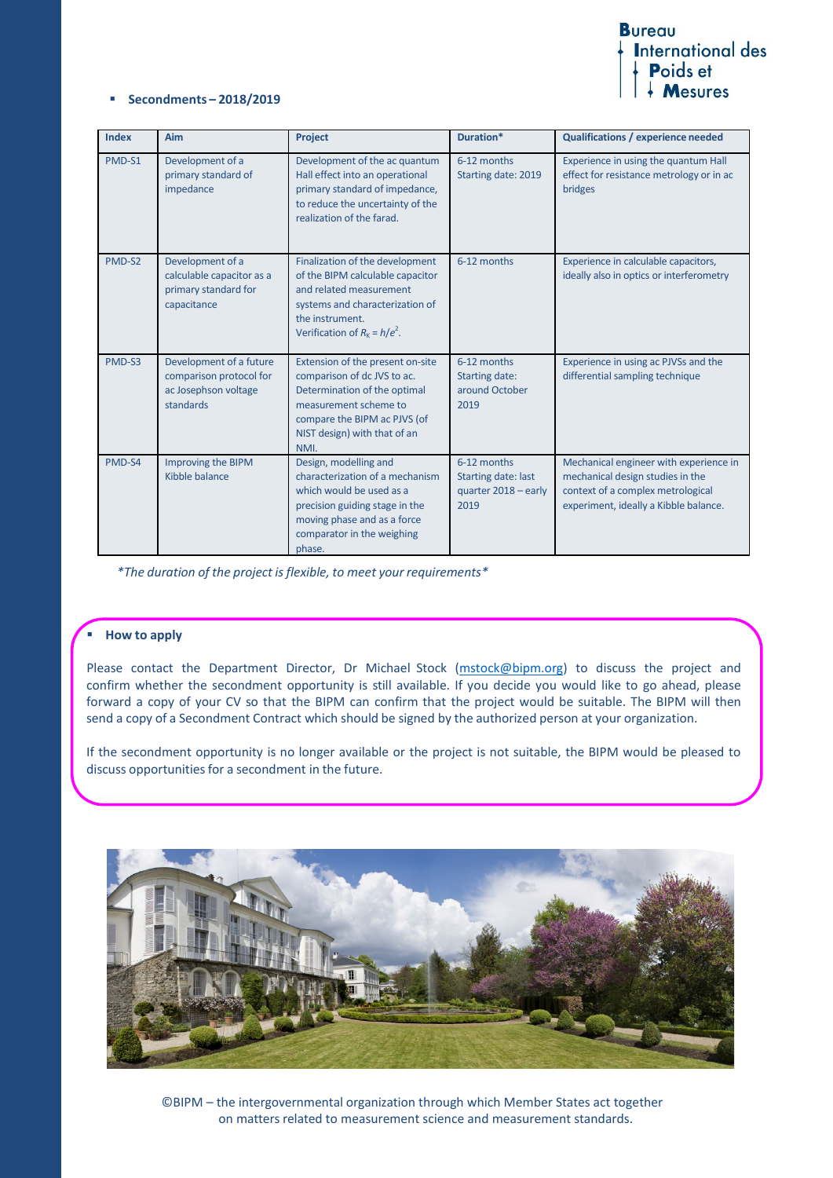- **Secondments – 2018/2019**

| Index | Aim | Project | Duration* | Qualifications / experience needed |
|---|---|---|---|---|
| PMD-S1 | Development of a primary standard of impedance | Development of the ac quantum Hall effect into an operational primary standard of impedance, to reduce the uncertainty of the realization of the farad. | 6-12 months Starting date: 2019 | Experience in using the quantum Hall effect for resistance metrology or in ac bridges |
| PMD-S2 | Development of a calculable capacitor as a primary standard for capacitance | Finalization of the development of the BIPM calculable capacitor and related measurement systems and characterization of the instrument. Verification of $R_K = h/e^2$. | 6-12 months | Experience in calculable capacitors, ideally also in optics or interferometry |
| PMD-S3 | Development of a future comparison protocol for ac Josephson voltage standards | Extension of the present on-site comparison of dc JVS to ac. Determination of the optimal measurement scheme to compare the BIPM ac PJVS (of NIST design) with that of an NMI. | 6-12 months Starting date: around October 2019 | Experience in using ac PJVSs and the differential sampling technique |
| PMD-S4 | Improving the BIPM Kibble balance | Design, modelling and characterization of a mechanism which would be used as a precision guiding stage in the moving phase and as a force comparator in the weighing phase. | 6-12 months Starting date: last quarter 2018 – early 2019 | Mechanical engineer with experience in mechanical design studies in the context of a complex metrological experiment, ideally a Kibble balance. |

*\*The duration of the project is flexible, to meet your requirements\**

- **How to apply**

Please contact the Department Director, Dr Michael Stock (mstock@bipm.org) to discuss the project and confirm whether the secondment opportunity is still available. If you decide you would like to go ahead, please forward a copy of your CV so that the BIPM can confirm that the project would be suitable. The BIPM will then send a copy of a Secondment Contract which should be signed by the authorized person at your organization.

If the secondment opportunity is no longer available or the project is not suitable, the BIPM would be pleased to discuss opportunities for a secondment in the future.

©BIPM – the intergovernmental organization through which Member States act together on matters related to measurement science and measurement standards.